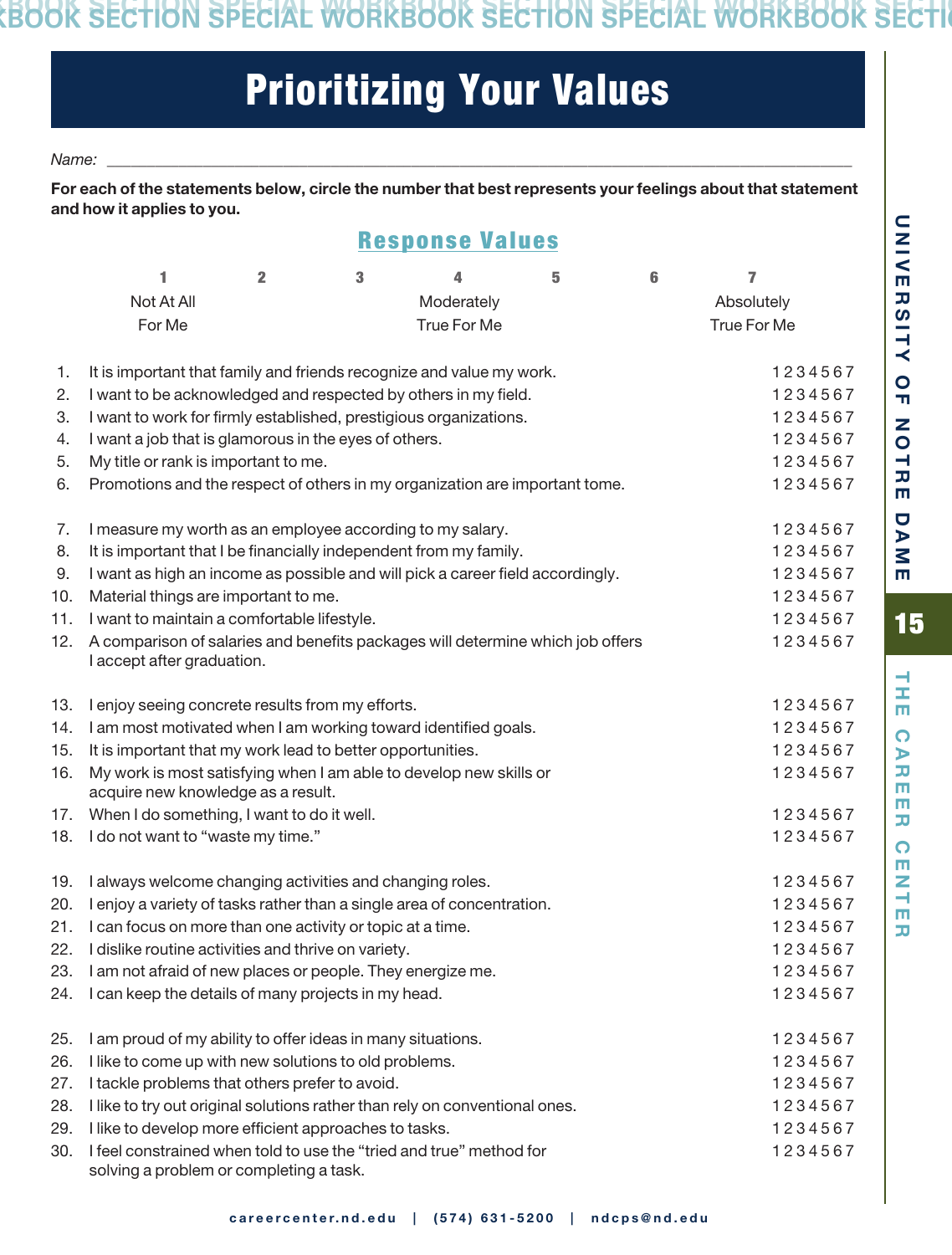# Prioritizing Your Values

Name: ___________________________________________

**For each of the statements below, circle the number that best represents your feelings about that statement and how it applies to you.**

## Response Values

| 1 | 2 | 3 | 4 | 5 | 6 | 7 |
|---|---|---|---|---|---|---|
| Not At All For Me | | | Moderately True For Me | | | Absolutely True For Me |

1. It is important that family and friends recognize and value my work. 1 2 3 4 5 6 7
2. I want to be acknowledged and respected by others in my field. 1 2 3 4 5 6 7
3. I want to work for firmly established, prestigious organizations. 1 2 3 4 5 6 7
4. I want a job that is glamorous in the eyes of others. 1 2 3 4 5 6 7
5. My title or rank is important to me. 1 2 3 4 5 6 7
6. Promotions and the respect of others in my organization are important tome. 1 2 3 4 5 6 7

7. I measure my worth as an employee according to my salary. 1 2 3 4 5 6 7
8. It is important that I be financially independent from my family. 1 2 3 4 5 6 7
9. I want as high an income as possible and will pick a career field accordingly. 1 2 3 4 5 6 7
10. Material things are important to me. 1 2 3 4 5 6 7
11. I want to maintain a comfortable lifestyle. 1 2 3 4 5 6 7
12. A comparison of salaries and benefits packages will determine which job offers I accept after graduation. 1 2 3 4 5 6 7

13. I enjoy seeing concrete results from my efforts. 1 2 3 4 5 6 7
14. I am most motivated when I am working toward identified goals. 1 2 3 4 5 6 7
15. It is important that my work lead to better opportunities. 1 2 3 4 5 6 7
16. My work is most satisfying when I am able to develop new skills or acquire new knowledge as a result. 1 2 3 4 5 6 7
17. When I do something, I want to do it well. 1 2 3 4 5 6 7
18. I do not want to "waste my time." 1 2 3 4 5 6 7

19. I always welcome changing activities and changing roles. 1 2 3 4 5 6 7
20. I enjoy a variety of tasks rather than a single area of concentration. 1 2 3 4 5 6 7
21. I can focus on more than one activity or topic at a time. 1 2 3 4 5 6 7
22. I dislike routine activities and thrive on variety. 1 2 3 4 5 6 7
23. I am not afraid of new places or people. They energize me. 1 2 3 4 5 6 7
24. I can keep the details of many projects in my head. 1 2 3 4 5 6 7

25. I am proud of my ability to offer ideas in many situations. 1 2 3 4 5 6 7
26. I like to come up with new solutions to old problems. 1 2 3 4 5 6 7
27. I tackle problems that others prefer to avoid. 1 2 3 4 5 6 7
28. I like to try out original solutions rather than rely on conventional ones. 1 2 3 4 5 6 7
29. I like to develop more efficient approaches to tasks. 1 2 3 4 5 6 7
30. I feel constrained when told to use the "tried and true" method for solving a problem or completing a task. 1 2 3 4 5 6 7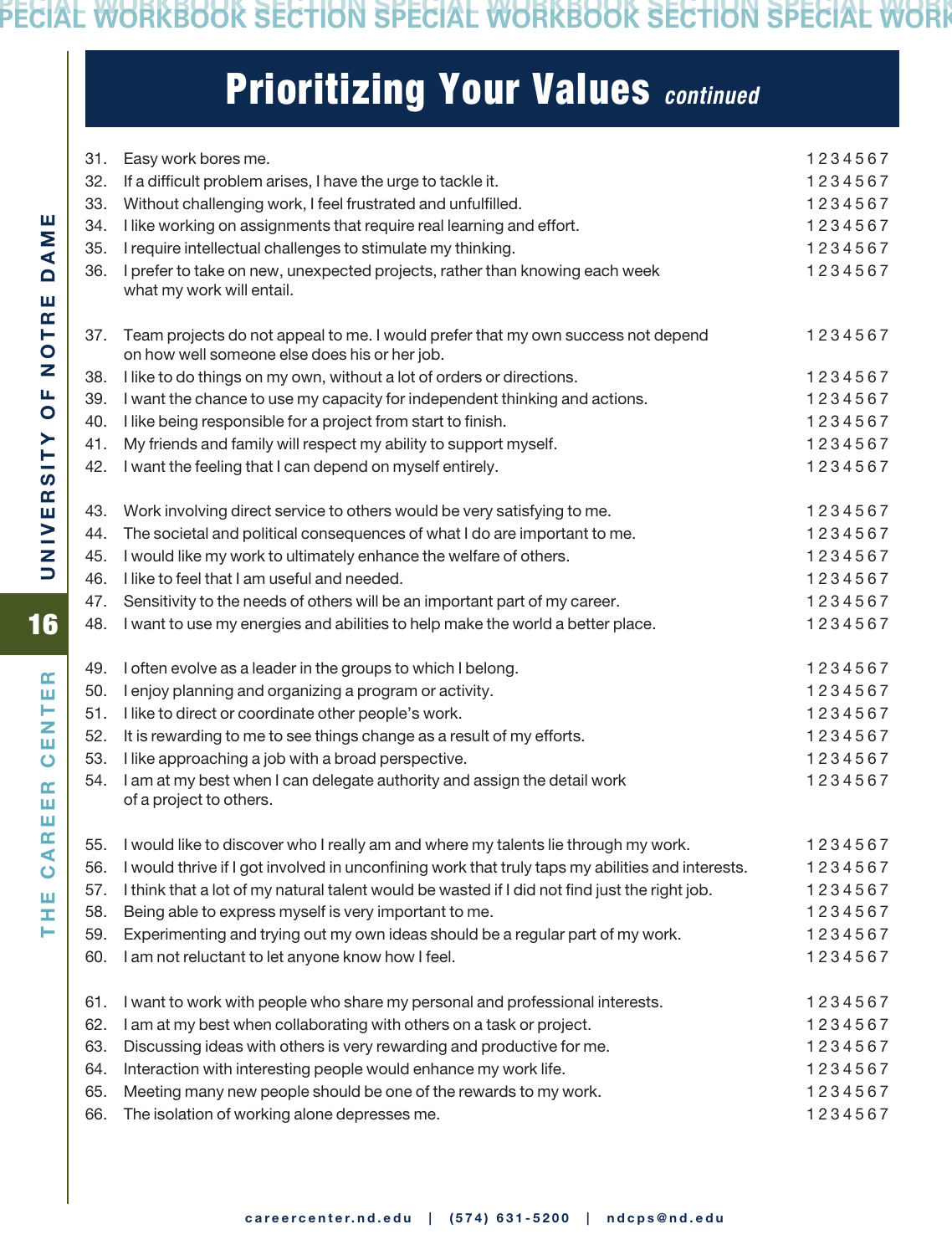# Prioritizing Your Values *continued*

31. Easy work bores me. 1 2 3 4 5 6 7
32. If a difficult problem arises, I have the urge to tackle it. 1 2 3 4 5 6 7
33. Without challenging work, I feel frustrated and unfulfilled. 1 2 3 4 5 6 7
34. I like working on assignments that require real learning and effort. 1 2 3 4 5 6 7
35. I require intellectual challenges to stimulate my thinking. 1 2 3 4 5 6 7
36. I prefer to take on new, unexpected projects, rather than knowing each week what my work will entail. 1 2 3 4 5 6 7

37. Team projects do not appeal to me. I would prefer that my own success not depend on how well someone else does his or her job. 1 2 3 4 5 6 7
38. I like to do things on my own, without a lot of orders or directions. 1 2 3 4 5 6 7
39. I want the chance to use my capacity for independent thinking and actions. 1 2 3 4 5 6 7
40. I like being responsible for a project from start to finish. 1 2 3 4 5 6 7
41. My friends and family will respect my ability to support myself. 1 2 3 4 5 6 7
42. I want the feeling that I can depend on myself entirely. 1 2 3 4 5 6 7

43. Work involving direct service to others would be very satisfying to me. 1 2 3 4 5 6 7
44. The societal and political consequences of what I do are important to me. 1 2 3 4 5 6 7
45. I would like my work to ultimately enhance the welfare of others. 1 2 3 4 5 6 7
46. I like to feel that I am useful and needed. 1 2 3 4 5 6 7
47. Sensitivity to the needs of others will be an important part of my career. 1 2 3 4 5 6 7
48. I want to use my energies and abilities to help make the world a better place. 1 2 3 4 5 6 7

49. I often evolve as a leader in the groups to which I belong. 1 2 3 4 5 6 7
50. I enjoy planning and organizing a program or activity. 1 2 3 4 5 6 7
51. I like to direct or coordinate other people's work. 1 2 3 4 5 6 7
52. It is rewarding to me to see things change as a result of my efforts. 1 2 3 4 5 6 7
53. I like approaching a job with a broad perspective. 1 2 3 4 5 6 7
54. I am at my best when I can delegate authority and assign the detail work of a project to others. 1 2 3 4 5 6 7

55. I would like to discover who I really am and where my talents lie through my work. 1 2 3 4 5 6 7
56. I would thrive if I got involved in unconfining work that truly taps my abilities and interests. 1 2 3 4 5 6 7
57. I think that a lot of my natural talent would be wasted if I did not find just the right job. 1 2 3 4 5 6 7
58. Being able to express myself is very important to me. 1 2 3 4 5 6 7
59. Experimenting and trying out my own ideas should be a regular part of my work. 1 2 3 4 5 6 7
60. I am not reluctant to let anyone know how I feel. 1 2 3 4 5 6 7

61. I want to work with people who share my personal and professional interests. 1 2 3 4 5 6 7
62. I am at my best when collaborating with others on a task or project. 1 2 3 4 5 6 7
63. Discussing ideas with others is very rewarding and productive for me. 1 2 3 4 5 6 7
64. Interaction with interesting people would enhance my work life. 1 2 3 4 5 6 7
65. Meeting many new people should be one of the rewards to my work. 1 2 3 4 5 6 7
66. The isolation of working alone depresses me. 1 2 3 4 5 6 7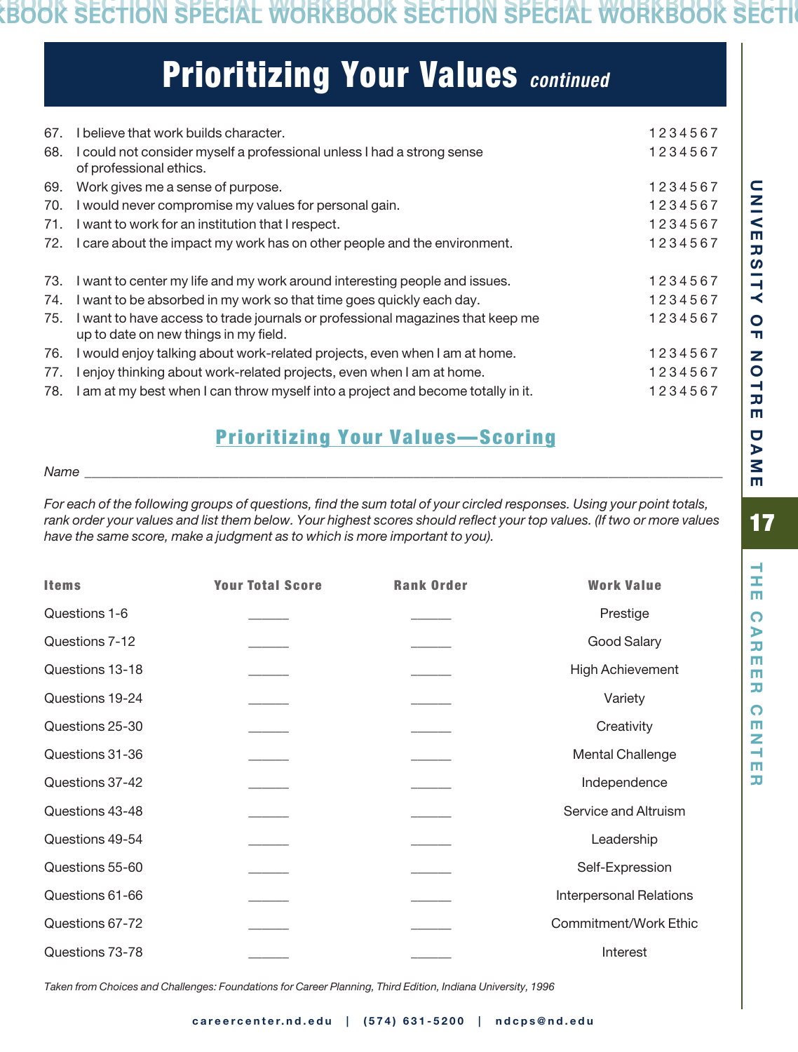# Prioritizing Your Values *continued*

67. I believe that work builds character. 1 2 3 4 5 6 7
68. I could not consider myself a professional unless I had a strong sense of professional ethics. 1 2 3 4 5 6 7
69. Work gives me a sense of purpose. 1 2 3 4 5 6 7
70. I would never compromise my values for personal gain. 1 2 3 4 5 6 7
71. I want to work for an institution that I respect. 1 2 3 4 5 6 7
72. I care about the impact my work has on other people and the environment. 1 2 3 4 5 6 7

73. I want to center my life and my work around interesting people and issues. 1 2 3 4 5 6 7
74. I want to be absorbed in my work so that time goes quickly each day. 1 2 3 4 5 6 7
75. I want to have access to trade journals or professional magazines that keep me up to date on new things in my field. 1 2 3 4 5 6 7
76. I would enjoy talking about work-related projects, even when I am at home. 1 2 3 4 5 6 7
77. I enjoy thinking about work-related projects, even when I am at home. 1 2 3 4 5 6 7
78. I am at my best when I can throw myself into a project and become totally in it. 1 2 3 4 5 6 7

## Prioritizing Your Values—Scoring

*Name* ________________________________________________

*For each of the following groups of questions, find the sum total of your circled responses. Using your point totals, rank order your values and list them below. Your highest scores should reflect your top values. (If two or more values have the same score, make a judgment as to which is more important to you).*

| Items | Your Total Score | Rank Order | Work Value |
|---|---|---|---|
| Questions 1-6 | ______ | ______ | Prestige |
| Questions 7-12 | ______ | ______ | Good Salary |
| Questions 13-18 | ______ | ______ | High Achievement |
| Questions 19-24 | ______ | ______ | Variety |
| Questions 25-30 | ______ | ______ | Creativity |
| Questions 31-36 | ______ | ______ | Mental Challenge |
| Questions 37-42 | ______ | ______ | Independence |
| Questions 43-48 | ______ | ______ | Service and Altruism |
| Questions 49-54 | ______ | ______ | Leadership |
| Questions 55-60 | ______ | ______ | Self-Expression |
| Questions 61-66 | ______ | ______ | Interpersonal Relations |
| Questions 67-72 | ______ | ______ | Commitment/Work Ethic |
| Questions 73-78 | ______ | ______ | Interest |

*Taken from Choices and Challenges: Foundations for Career Planning, Third Edition, Indiana University, 1996*